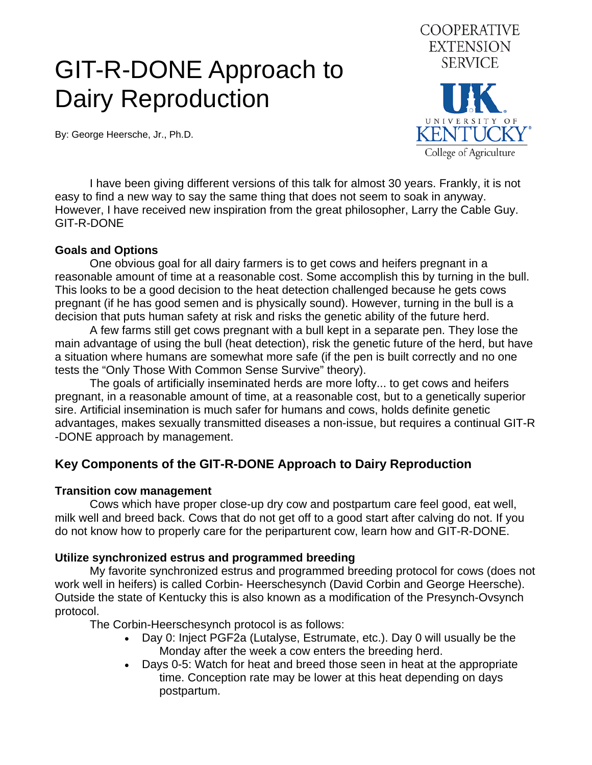# GIT-R-DONE Approach to Dairy Reproduction

COOPERATIVE EXTENSION SERVICE

UK UNIVERSITY OF KENTUCKY College of Agriculture

By: George Heersche, Jr., Ph.D.

I have been giving different versions of this talk for almost 30 years. Frankly, it is not easy to find a new way to say the same thing that does not seem to soak in anyway. However, I have received new inspiration from the great philosopher, Larry the Cable Guy. GIT-R-DONE

### Goals and Options

One obvious goal for all dairy farmers is to get cows and heifers pregnant in a reasonable amount of time at a reasonable cost. Some accomplish this by turning in the bull. This looks to be a good decision to the heat detection challenged because he gets cows pregnant (if he has good semen and is physically sound). However, turning in the bull is a decision that puts human safety at risk and risks the genetic ability of the future herd.

A few farms still get cows pregnant with a bull kept in a separate pen. They lose the main advantage of using the bull (heat detection), risk the genetic future of the herd, but have a situation where humans are somewhat more safe (if the pen is built correctly and no one tests the "Only Those With Common Sense Survive" theory).

The goals of artificially inseminated herds are more lofty... to get cows and heifers pregnant, in a reasonable amount of time, at a reasonable cost, but to a genetically superior sire. Artificial insemination is much safer for humans and cows, holds definite genetic advantages, makes sexually transmitted diseases a non-issue, but requires a continual GIT-R-DONE approach by management.

## Key Components of the GIT-R-DONE Approach to Dairy Reproduction

### Transition cow management

Cows which have proper close-up dry cow and postpartum care feel good, eat well, milk well and breed back. Cows that do not get off to a good start after calving do not. If you do not know how to properly care for the periparturent cow, learn how and GIT-R-DONE.

### Utilize synchronized estrus and programmed breeding

My favorite synchronized estrus and programmed breeding protocol for cows (does not work well in heifers) is called Corbin- Heerschesynch (David Corbin and George Heersche). Outside the state of Kentucky this is also known as a modification of the Presynch-Ovsynch protocol.

The Corbin-Heerschesynch protocol is as follows:

- Day 0: Inject PGF2a (Lutalyse, Estrumate, etc.). Day 0 will usually be the Monday after the week a cow enters the breeding herd.
- Days 0-5: Watch for heat and breed those seen in heat at the appropriate time. Conception rate may be lower at this heat depending on days postpartum.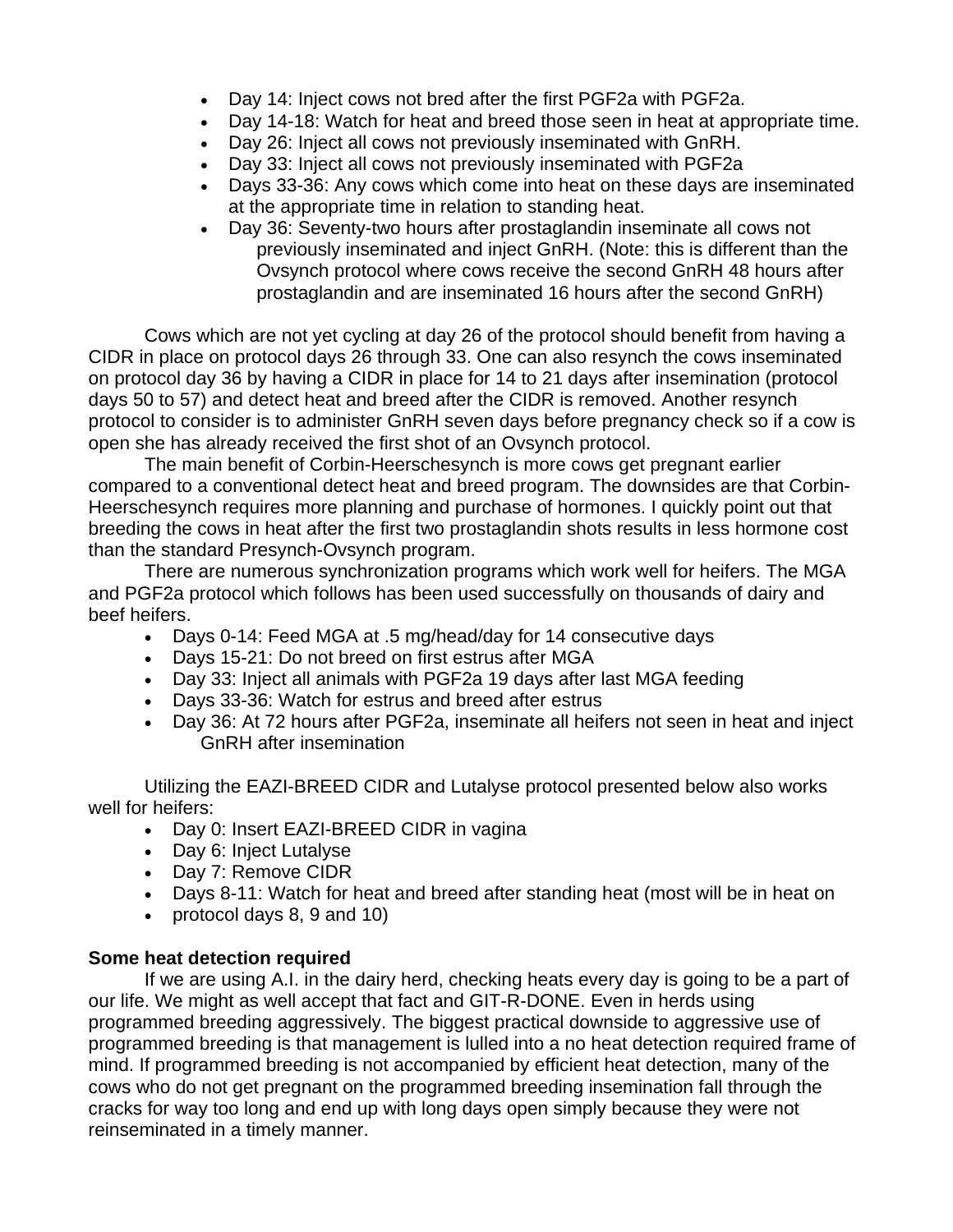- Day 14: Inject cows not bred after the first PGF2a with PGF2a.
- Day 14-18: Watch for heat and breed those seen in heat at appropriate time.
- Day 26: Inject all cows not previously inseminated with GnRH.
- Day 33: Inject all cows not previously inseminated with PGF2a
- Days 33-36: Any cows which come into heat on these days are inseminated at the appropriate time in relation to standing heat.
- Day 36: Seventy-two hours after prostaglandin inseminate all cows not previously inseminated and inject GnRH. (Note: this is different than the Ovsynch protocol where cows receive the second GnRH 48 hours after prostaglandin and are inseminated 16 hours after the second GnRH)

Cows which are not yet cycling at day 26 of the protocol should benefit from having a CIDR in place on protocol days 26 through 33. One can also resynch the cows inseminated on protocol day 36 by having a CIDR in place for 14 to 21 days after insemination (protocol days 50 to 57) and detect heat and breed after the CIDR is removed. Another resynch protocol to consider is to administer GnRH seven days before pregnancy check so if a cow is open she has already received the first shot of an Ovsynch protocol.

The main benefit of Corbin-Heerschesynch is more cows get pregnant earlier compared to a conventional detect heat and breed program. The downsides are that Corbin-Heerschesynch requires more planning and purchase of hormones. I quickly point out that breeding the cows in heat after the first two prostaglandin shots results in less hormone cost than the standard Presynch-Ovsynch program.

There are numerous synchronization programs which work well for heifers. The MGA and PGF2a protocol which follows has been used successfully on thousands of dairy and beef heifers.

- Days 0-14: Feed MGA at .5 mg/head/day for 14 consecutive days
- Days 15-21: Do not breed on first estrus after MGA
- Day 33: Inject all animals with PGF2a 19 days after last MGA feeding
- Days 33-36: Watch for estrus and breed after estrus
- Day 36: At 72 hours after PGF2a, inseminate all heifers not seen in heat and inject GnRH after insemination

Utilizing the EAZI-BREED CIDR and Lutalyse protocol presented below also works well for heifers:

- Day 0: Insert EAZI-BREED CIDR in vagina
- Day 6: Inject Lutalyse
- Day 7: Remove CIDR
- Days 8-11: Watch for heat and breed after standing heat (most will be in heat on
- protocol days 8, 9 and 10)

**Some heat detection required**

If we are using A.I. in the dairy herd, checking heats every day is going to be a part of our life. We might as well accept that fact and GIT-R-DONE. Even in herds using programmed breeding aggressively. The biggest practical downside to aggressive use of programmed breeding is that management is lulled into a no heat detection required frame of mind. If programmed breeding is not accompanied by efficient heat detection, many of the cows who do not get pregnant on the programmed breeding insemination fall through the cracks for way too long and end up with long days open simply because they were not reinseminated in a timely manner.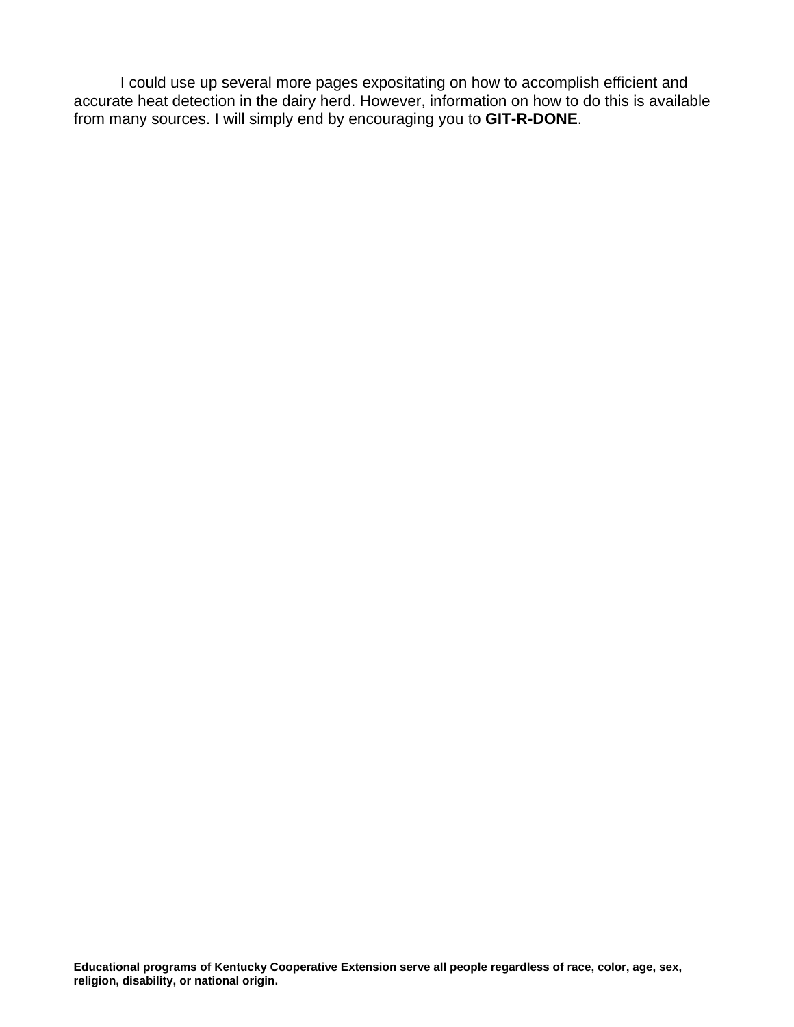I could use up several more pages expositating on how to accomplish efficient and accurate heat detection in the dairy herd. However, information on how to do this is available from many sources. I will simply end by encouraging you to **GIT-R-DONE**.

**Educational programs of Kentucky Cooperative Extension serve all people regardless of race, color, age, sex, religion, disability, or national origin.**